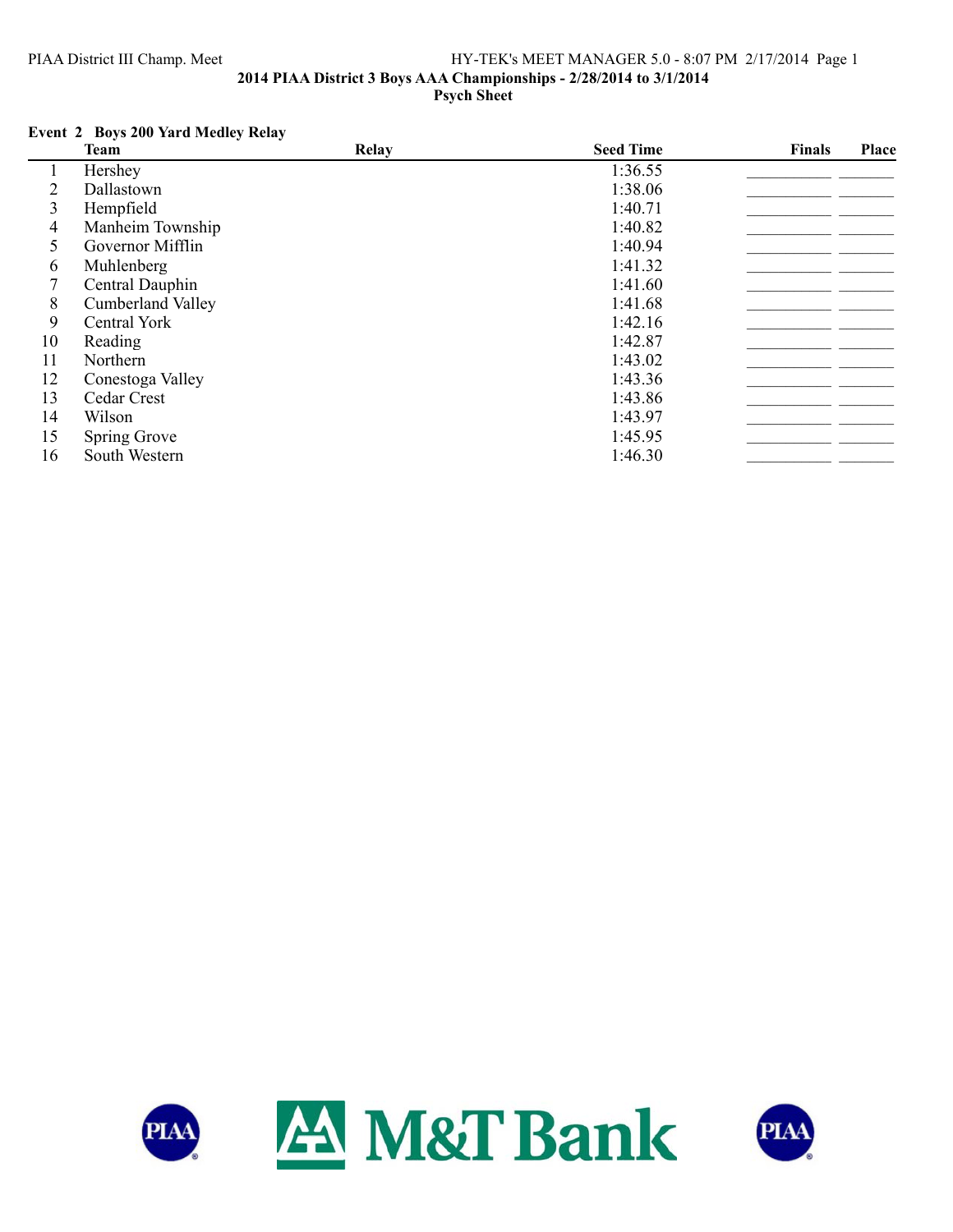## 2014 PIAA District 3 Boys AAA Championships - 2/28/2014 to 3/1/2014

### Psych Sheet

**Event 2 Boys 200 Yard Medley Relay**

| | Team | Relay | Seed Time | Finals | Place |
|---|---|---|---|---|---|
| 1 | Hershey | | 1:36.55 | | |
| 2 | Dallastown | | 1:38.06 | | |
| 3 | Hempfield | | 1:40.71 | | |
| 4 | Manheim Township | | 1:40.82 | | |
| 5 | Governor Mifflin | | 1:40.94 | | |
| 6 | Muhlenberg | | 1:41.32 | | |
| 7 | Central Dauphin | | 1:41.60 | | |
| 8 | Cumberland Valley | | 1:41.68 | | |
| 9 | Central York | | 1:42.16 | | |
| 10 | Reading | | 1:42.87 | | |
| 11 | Northern | | 1:43.02 | | |
| 12 | Conestoga Valley | | 1:43.36 | | |
| 13 | Cedar Crest | | 1:43.86 | | |
| 14 | Wilson | | 1:43.97 | | |
| 15 | Spring Grove | | 1:45.95 | | |
| 16 | South Western | | 1:46.30 | | |

PIAA M&T Bank PIAA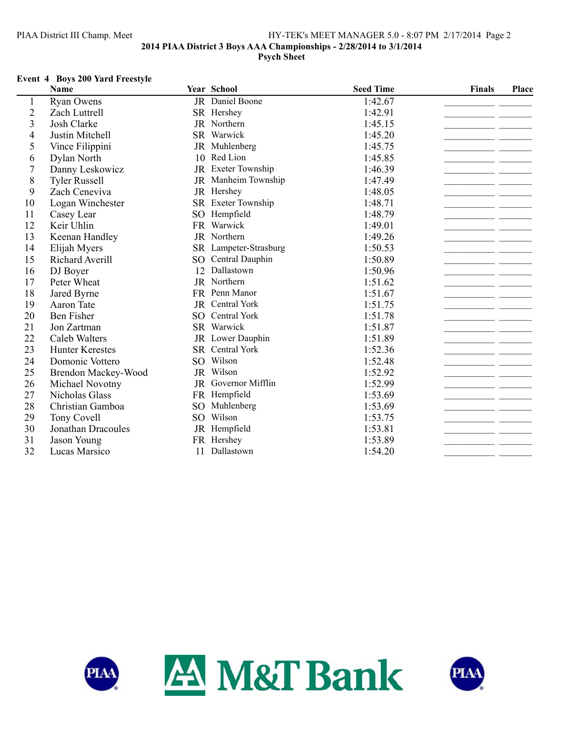2014 PIAA District 3 Boys AAA Championships - 2/28/2014 to 3/1/2014

Psych Sheet

**Event 4 Boys 200 Yard Freestyle**

| | Name | Year | School | Seed Time | Finals | Place |
|---|---|---|---|---|---|---|
| 1 | Ryan Owens | JR | Daniel Boone | 1:42.67 | | |
| 2 | Zach Luttrell | SR | Hershey | 1:42.91 | | |
| 3 | Josh Clarke | JR | Northern | 1:45.15 | | |
| 4 | Justin Mitchell | SR | Warwick | 1:45.20 | | |
| 5 | Vince Filippini | JR | Muhlenberg | 1:45.75 | | |
| 6 | Dylan North | 10 | Red Lion | 1:45.85 | | |
| 7 | Danny Leskowicz | JR | Exeter Township | 1:46.39 | | |
| 8 | Tyler Russell | JR | Manheim Township | 1:47.49 | | |
| 9 | Zach Ceneviva | JR | Hershey | 1:48.05 | | |
| 10 | Logan Winchester | SR | Exeter Township | 1:48.71 | | |
| 11 | Casey Lear | SO | Hempfield | 1:48.79 | | |
| 12 | Keir Uhlin | FR | Warwick | 1:49.01 | | |
| 13 | Keenan Handley | JR | Northern | 1:49.26 | | |
| 14 | Elijah Myers | SR | Lampeter-Strasburg | 1:50.53 | | |
| 15 | Richard Averill | SO | Central Dauphin | 1:50.89 | | |
| 16 | DJ Boyer | 12 | Dallastown | 1:50.96 | | |
| 17 | Peter Wheat | JR | Northern | 1:51.62 | | |
| 18 | Jared Byrne | FR | Penn Manor | 1:51.67 | | |
| 19 | Aaron Tate | JR | Central York | 1:51.75 | | |
| 20 | Ben Fisher | SO | Central York | 1:51.78 | | |
| 21 | Jon Zartman | SR | Warwick | 1:51.87 | | |
| 22 | Caleb Walters | JR | Lower Dauphin | 1:51.89 | | |
| 23 | Hunter Kerestes | SR | Central York | 1:52.36 | | |
| 24 | Domonic Vottero | SO | Wilson | 1:52.48 | | |
| 25 | Brendon Mackey-Wood | JR | Wilson | 1:52.92 | | |
| 26 | Michael Novotny | JR | Governor Mifflin | 1:52.99 | | |
| 27 | Nicholas Glass | FR | Hempfield | 1:53.69 | | |
| 28 | Christian Gamboa | SO | Muhlenberg | 1:53.69 | | |
| 29 | Tony Covell | SO | Wilson | 1:53.75 | | |
| 30 | Jonathan Dracoules | JR | Hempfield | 1:53.81 | | |
| 31 | Jason Young | FR | Hershey | 1:53.89 | | |
| 32 | Lucas Marsico | 11 | Dallastown | 1:54.20 | | |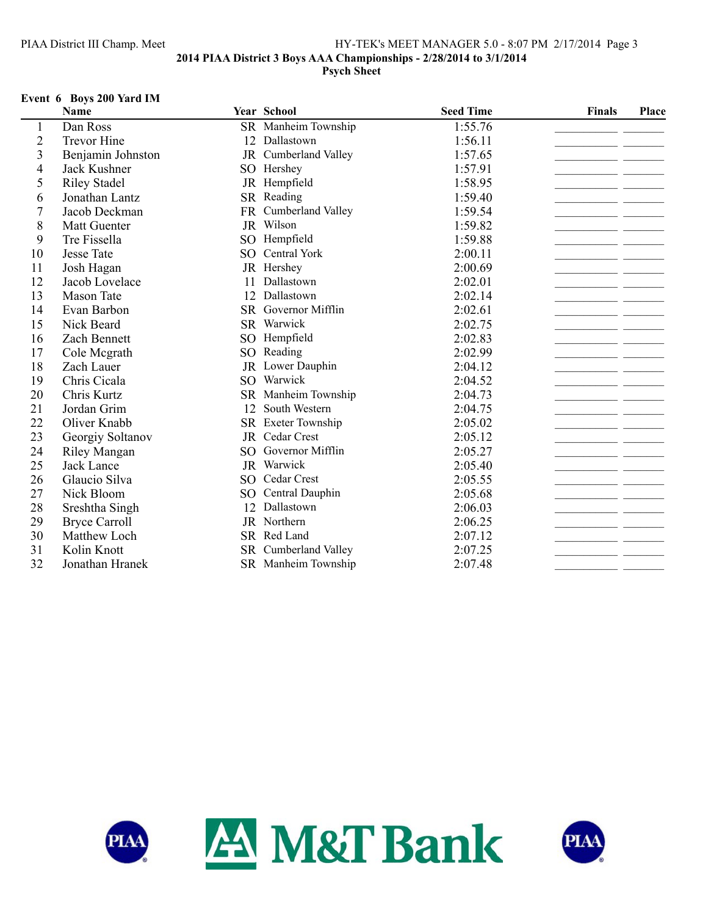## 2014 PIAA District 3 Boys AAA Championships - 2/28/2014 to 3/1/2014

### Psych Sheet

**Event 6 Boys 200 Yard IM**

| | Name | Year | School | Seed Time | Finals | Place |
|---|---|---|---|---|---|---|
| 1 | Dan Ross | SR | Manheim Township | 1:55.76 | | |
| 2 | Trevor Hine | 12 | Dallastown | 1:56.11 | | |
| 3 | Benjamin Johnston | JR | Cumberland Valley | 1:57.65 | | |
| 4 | Jack Kushner | SO | Hershey | 1:57.91 | | |
| 5 | Riley Stadel | JR | Hempfield | 1:58.95 | | |
| 6 | Jonathan Lantz | SR | Reading | 1:59.40 | | |
| 7 | Jacob Deckman | FR | Cumberland Valley | 1:59.54 | | |
| 8 | Matt Guenter | JR | Wilson | 1:59.82 | | |
| 9 | Tre Fissella | SO | Hempfield | 1:59.88 | | |
| 10 | Jesse Tate | SO | Central York | 2:00.11 | | |
| 11 | Josh Hagan | JR | Hershey | 2:00.69 | | |
| 12 | Jacob Lovelace | 11 | Dallastown | 2:02.01 | | |
| 13 | Mason Tate | 12 | Dallastown | 2:02.14 | | |
| 14 | Evan Barbon | SR | Governor Mifflin | 2:02.61 | | |
| 15 | Nick Beard | SR | Warwick | 2:02.75 | | |
| 16 | Zach Bennett | SO | Hempfield | 2:02.83 | | |
| 17 | Cole Mcgrath | SO | Reading | 2:02.99 | | |
| 18 | Zach Lauer | JR | Lower Dauphin | 2:04.12 | | |
| 19 | Chris Cicala | SO | Warwick | 2:04.52 | | |
| 20 | Chris Kurtz | SR | Manheim Township | 2:04.73 | | |
| 21 | Jordan Grim | 12 | South Western | 2:04.75 | | |
| 22 | Oliver Knabb | SR | Exeter Township | 2:05.02 | | |
| 23 | Georgiy Soltanov | JR | Cedar Crest | 2:05.12 | | |
| 24 | Riley Mangan | SO | Governor Mifflin | 2:05.27 | | |
| 25 | Jack Lance | JR | Warwick | 2:05.40 | | |
| 26 | Glaucio Silva | SO | Cedar Crest | 2:05.55 | | |
| 27 | Nick Bloom | SO | Central Dauphin | 2:05.68 | | |
| 28 | Sreshtha Singh | 12 | Dallastown | 2:06.03 | | |
| 29 | Bryce Carroll | JR | Northern | 2:06.25 | | |
| 30 | Matthew Loch | SR | Red Land | 2:07.12 | | |
| 31 | Kolin Knott | SR | Cumberland Valley | 2:07.25 | | |
| 32 | Jonathan Hranek | SR | Manheim Township | 2:07.48 | | |

PIAA M&T Bank PIAA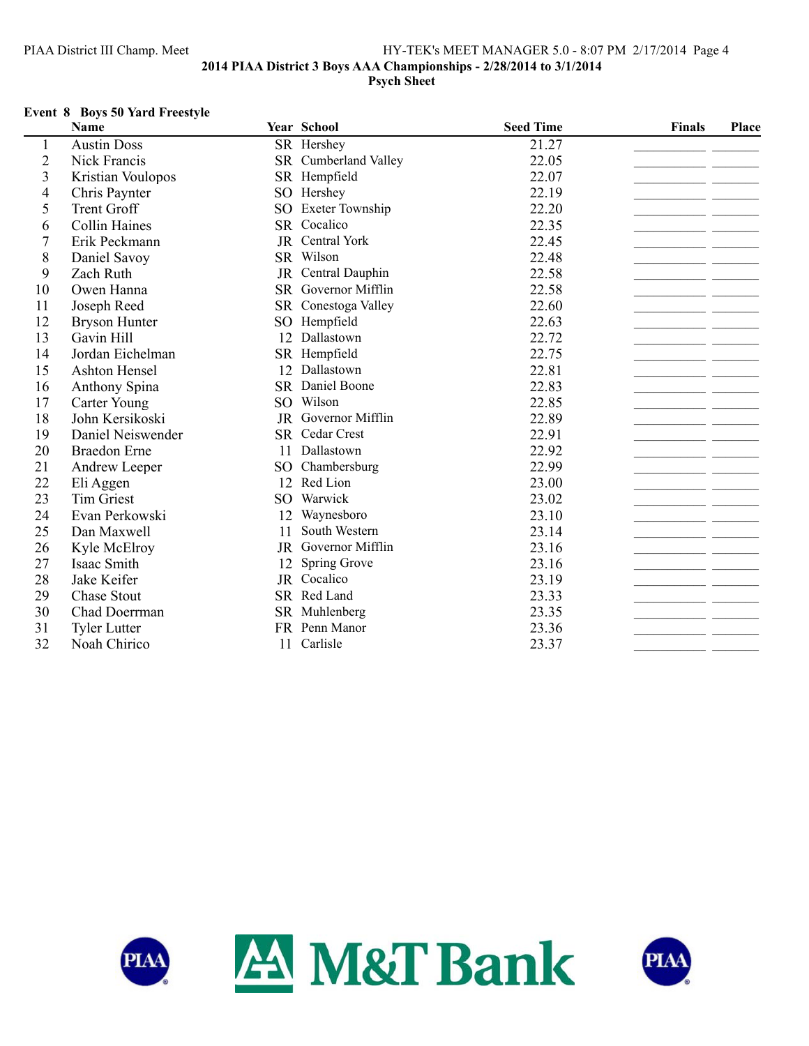## 2014 PIAA District 3 Boys AAA Championships - 2/28/2014 to 3/1/2014

### Psych Sheet

**Event 8 Boys 50 Yard Freestyle**

| | Name | Year | School | Seed Time | Finals | Place |
|---|---|---|---|---|---|---|
| 1 | Austin Doss | SR | Hershey | 21.27 | | |
| 2 | Nick Francis | SR | Cumberland Valley | 22.05 | | |
| 3 | Kristian Voulopos | SR | Hempfield | 22.07 | | |
| 4 | Chris Paynter | SO | Hershey | 22.19 | | |
| 5 | Trent Groff | SO | Exeter Township | 22.20 | | |
| 6 | Collin Haines | SR | Cocalico | 22.35 | | |
| 7 | Erik Peckmann | JR | Central York | 22.45 | | |
| 8 | Daniel Savoy | SR | Wilson | 22.48 | | |
| 9 | Zach Ruth | JR | Central Dauphin | 22.58 | | |
| 10 | Owen Hanna | SR | Governor Mifflin | 22.58 | | |
| 11 | Joseph Reed | SR | Conestoga Valley | 22.60 | | |
| 12 | Bryson Hunter | SO | Hempfield | 22.63 | | |
| 13 | Gavin Hill | 12 | Dallastown | 22.72 | | |
| 14 | Jordan Eichelman | SR | Hempfield | 22.75 | | |
| 15 | Ashton Hensel | 12 | Dallastown | 22.81 | | |
| 16 | Anthony Spina | SR | Daniel Boone | 22.83 | | |
| 17 | Carter Young | SO | Wilson | 22.85 | | |
| 18 | John Kersikoski | JR | Governor Mifflin | 22.89 | | |
| 19 | Daniel Neiswender | SR | Cedar Crest | 22.91 | | |
| 20 | Braedon Erne | 11 | Dallastown | 22.92 | | |
| 21 | Andrew Leeper | SO | Chambersburg | 22.99 | | |
| 22 | Eli Aggen | 12 | Red Lion | 23.00 | | |
| 23 | Tim Griest | SO | Warwick | 23.02 | | |
| 24 | Evan Perkowski | 12 | Waynesboro | 23.10 | | |
| 25 | Dan Maxwell | 11 | South Western | 23.14 | | |
| 26 | Kyle McElroy | JR | Governor Mifflin | 23.16 | | |
| 27 | Isaac Smith | 12 | Spring Grove | 23.16 | | |
| 28 | Jake Keifer | JR | Cocalico | 23.19 | | |
| 29 | Chase Stout | SR | Red Land | 23.33 | | |
| 30 | Chad Doerrman | SR | Muhlenberg | 23.35 | | |
| 31 | Tyler Lutter | FR | Penn Manor | 23.36 | | |
| 32 | Noah Chirico | 11 | Carlisle | 23.37 | | |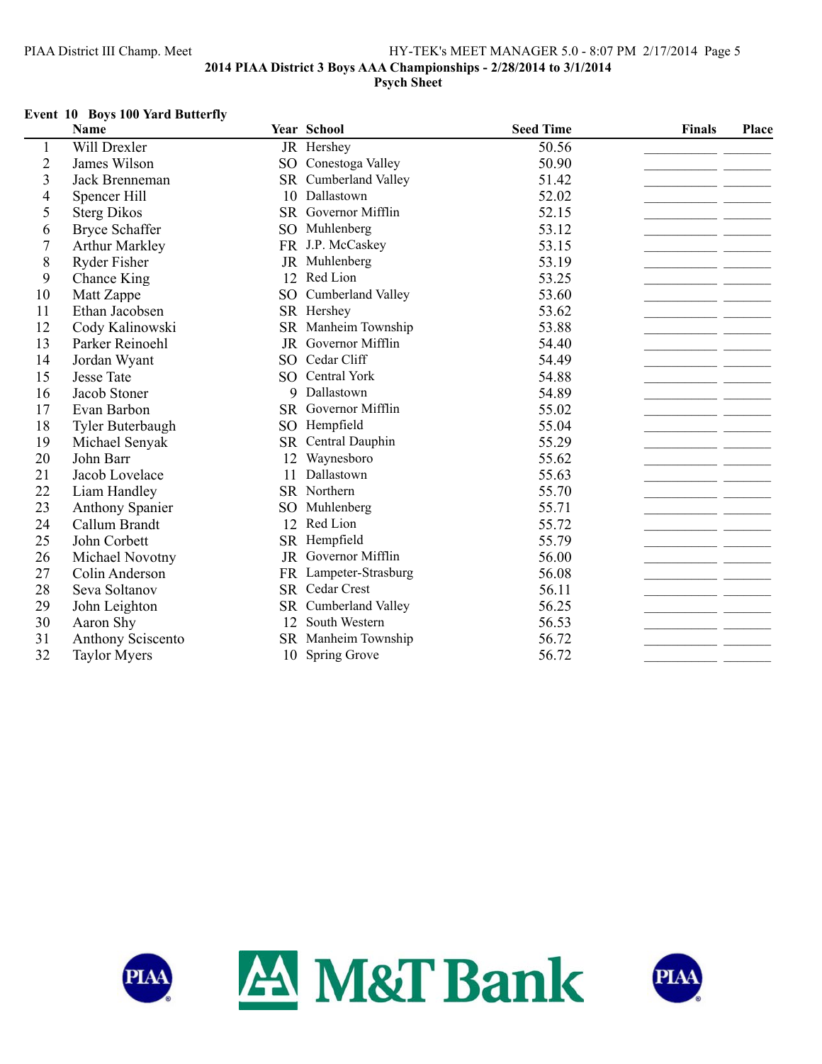**2014 PIAA District 3 Boys AAA Championships - 2/28/2014 to 3/1/2014**

**Psych Sheet**

### Event 10 Boys 100 Yard Butterfly

| | Name | Year | School | Seed Time | Finals | Place |
|---|---|---|---|---|---|---|
| 1 | Will Drexler | JR | Hershey | 50.56 | | |
| 2 | James Wilson | SO | Conestoga Valley | 50.90 | | |
| 3 | Jack Brenneman | SR | Cumberland Valley | 51.42 | | |
| 4 | Spencer Hill | 10 | Dallastown | 52.02 | | |
| 5 | Sterg Dikos | SR | Governor Mifflin | 52.15 | | |
| 6 | Bryce Schaffer | SO | Muhlenberg | 53.12 | | |
| 7 | Arthur Markley | FR | J.P. McCaskey | 53.15 | | |
| 8 | Ryder Fisher | JR | Muhlenberg | 53.19 | | |
| 9 | Chance King | 12 | Red Lion | 53.25 | | |
| 10 | Matt Zappe | SO | Cumberland Valley | 53.60 | | |
| 11 | Ethan Jacobsen | SR | Hershey | 53.62 | | |
| 12 | Cody Kalinowski | SR | Manheim Township | 53.88 | | |
| 13 | Parker Reinoehl | JR | Governor Mifflin | 54.40 | | |
| 14 | Jordan Wyant | SO | Cedar Cliff | 54.49 | | |
| 15 | Jesse Tate | SO | Central York | 54.88 | | |
| 16 | Jacob Stoner | 9 | Dallastown | 54.89 | | |
| 17 | Evan Barbon | SR | Governor Mifflin | 55.02 | | |
| 18 | Tyler Buterbaugh | SO | Hempfield | 55.04 | | |
| 19 | Michael Senyak | SR | Central Dauphin | 55.29 | | |
| 20 | John Barr | 12 | Waynesboro | 55.62 | | |
| 21 | Jacob Lovelace | 11 | Dallastown | 55.63 | | |
| 22 | Liam Handley | SR | Northern | 55.70 | | |
| 23 | Anthony Spanier | SO | Muhlenberg | 55.71 | | |
| 24 | Callum Brandt | 12 | Red Lion | 55.72 | | |
| 25 | John Corbett | SR | Hempfield | 55.79 | | |
| 26 | Michael Novotny | JR | Governor Mifflin | 56.00 | | |
| 27 | Colin Anderson | FR | Lampeter-Strasburg | 56.08 | | |
| 28 | Seva Soltanov | SR | Cedar Crest | 56.11 | | |
| 29 | John Leighton | SR | Cumberland Valley | 56.25 | | |
| 30 | Aaron Shy | 12 | South Western | 56.53 | | |
| 31 | Anthony Sciscento | SR | Manheim Township | 56.72 | | |
| 32 | Taylor Myers | 10 | Spring Grove | 56.72 | | |

PIAA M&T Bank PIAA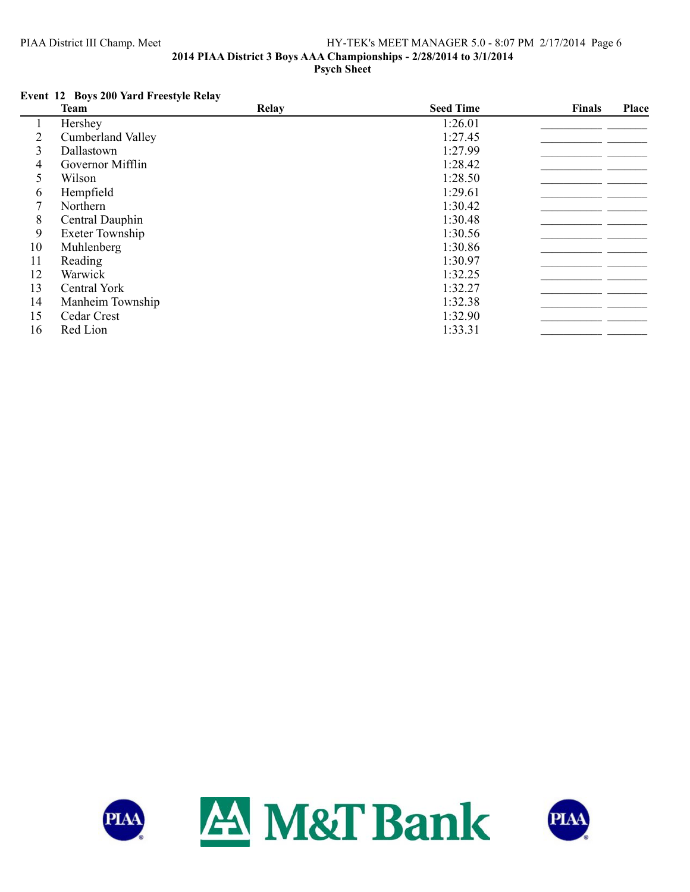**2014 PIAA District 3 Boys AAA Championships - 2/28/2014 to 3/1/2014**

**Psych Sheet**

**Event 12 Boys 200 Yard Freestyle Relay**

| | Team | Relay | Seed Time | Finals | Place |
|---|---|---|---|---|---|
| 1 | Hershey | | 1:26.01 | | |
| 2 | Cumberland Valley | | 1:27.45 | | |
| 3 | Dallastown | | 1:27.99 | | |
| 4 | Governor Mifflin | | 1:28.42 | | |
| 5 | Wilson | | 1:28.50 | | |
| 6 | Hempfield | | 1:29.61 | | |
| 7 | Northern | | 1:30.42 | | |
| 8 | Central Dauphin | | 1:30.48 | | |
| 9 | Exeter Township | | 1:30.56 | | |
| 10 | Muhlenberg | | 1:30.86 | | |
| 11 | Reading | | 1:30.97 | | |
| 12 | Warwick | | 1:32.25 | | |
| 13 | Central York | | 1:32.27 | | |
| 14 | Manheim Township | | 1:32.38 | | |
| 15 | Cedar Crest | | 1:32.90 | | |
| 16 | Red Lion | | 1:33.31 | | |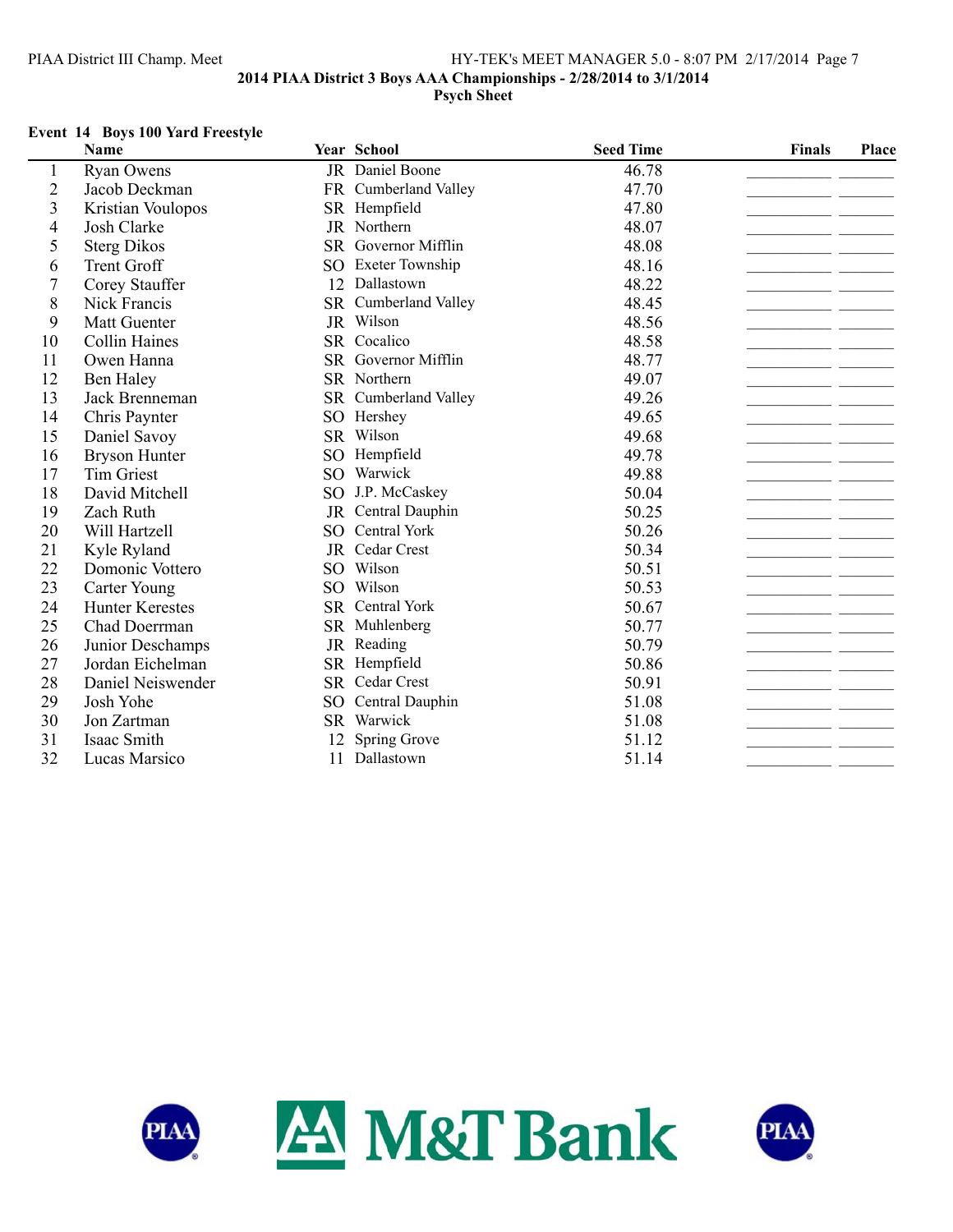## 2014 PIAA District 3 Boys AAA Championships - 2/28/2014 to 3/1/2014

### Psych Sheet

**Event 14 Boys 100 Yard Freestyle**

| | Name | Year | School | Seed Time | Finals | Place |
|---|---|---|---|---|---|---|
| 1 | Ryan Owens | JR | Daniel Boone | 46.78 | | |
| 2 | Jacob Deckman | FR | Cumberland Valley | 47.70 | | |
| 3 | Kristian Voulopos | SR | Hempfield | 47.80 | | |
| 4 | Josh Clarke | JR | Northern | 48.07 | | |
| 5 | Sterg Dikos | SR | Governor Mifflin | 48.08 | | |
| 6 | Trent Groff | SO | Exeter Township | 48.16 | | |
| 7 | Corey Stauffer | 12 | Dallastown | 48.22 | | |
| 8 | Nick Francis | SR | Cumberland Valley | 48.45 | | |
| 9 | Matt Guenter | JR | Wilson | 48.56 | | |
| 10 | Collin Haines | SR | Cocalico | 48.58 | | |
| 11 | Owen Hanna | SR | Governor Mifflin | 48.77 | | |
| 12 | Ben Haley | SR | Northern | 49.07 | | |
| 13 | Jack Brenneman | SR | Cumberland Valley | 49.26 | | |
| 14 | Chris Paynter | SO | Hershey | 49.65 | | |
| 15 | Daniel Savoy | SR | Wilson | 49.68 | | |
| 16 | Bryson Hunter | SO | Hempfield | 49.78 | | |
| 17 | Tim Griest | SO | Warwick | 49.88 | | |
| 18 | David Mitchell | SO | J.P. McCaskey | 50.04 | | |
| 19 | Zach Ruth | JR | Central Dauphin | 50.25 | | |
| 20 | Will Hartzell | SO | Central York | 50.26 | | |
| 21 | Kyle Ryland | JR | Cedar Crest | 50.34 | | |
| 22 | Domonic Vottero | SO | Wilson | 50.51 | | |
| 23 | Carter Young | SO | Wilson | 50.53 | | |
| 24 | Hunter Kerestes | SR | Central York | 50.67 | | |
| 25 | Chad Doerrman | SR | Muhlenberg | 50.77 | | |
| 26 | Junior Deschamps | JR | Reading | 50.79 | | |
| 27 | Jordan Eichelman | SR | Hempfield | 50.86 | | |
| 28 | Daniel Neiswender | SR | Cedar Crest | 50.91 | | |
| 29 | Josh Yohe | SO | Central Dauphin | 51.08 | | |
| 30 | Jon Zartman | SR | Warwick | 51.08 | | |
| 31 | Isaac Smith | 12 | Spring Grove | 51.12 | | |
| 32 | Lucas Marsico | 11 | Dallastown | 51.14 | | |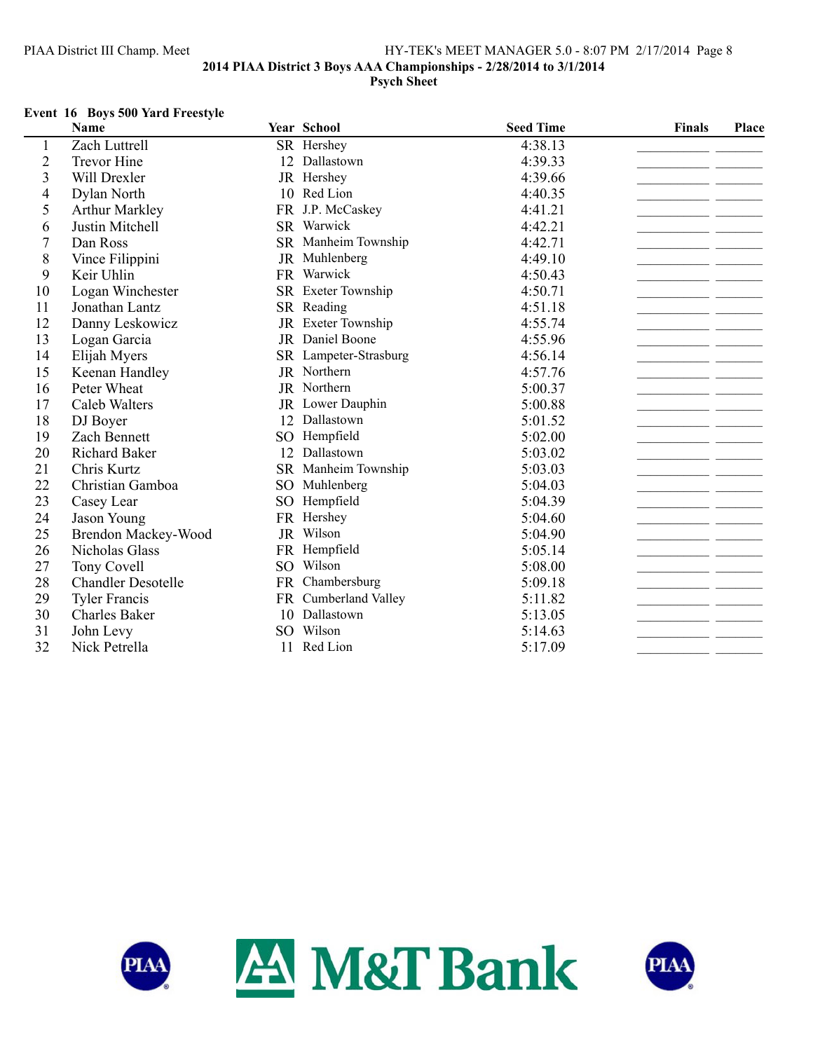2014 PIAA District 3 Boys AAA Championships - 2/28/2014 to 3/1/2014

Psych Sheet

**Event 16 Boys 500 Yard Freestyle**

| | Name | Year | School | Seed Time | Finals | Place |
|---|---|---|---|---|---|---|
| 1 | Zach Luttrell | SR | Hershey | 4:38.13 | | |
| 2 | Trevor Hine | 12 | Dallastown | 4:39.33 | | |
| 3 | Will Drexler | JR | Hershey | 4:39.66 | | |
| 4 | Dylan North | 10 | Red Lion | 4:40.35 | | |
| 5 | Arthur Markley | FR | J.P. McCaskey | 4:41.21 | | |
| 6 | Justin Mitchell | SR | Warwick | 4:42.21 | | |
| 7 | Dan Ross | SR | Manheim Township | 4:42.71 | | |
| 8 | Vince Filippini | JR | Muhlenberg | 4:49.10 | | |
| 9 | Keir Uhlin | FR | Warwick | 4:50.43 | | |
| 10 | Logan Winchester | SR | Exeter Township | 4:50.71 | | |
| 11 | Jonathan Lantz | SR | Reading | 4:51.18 | | |
| 12 | Danny Leskowicz | JR | Exeter Township | 4:55.74 | | |
| 13 | Logan Garcia | JR | Daniel Boone | 4:55.96 | | |
| 14 | Elijah Myers | SR | Lampeter-Strasburg | 4:56.14 | | |
| 15 | Keenan Handley | JR | Northern | 4:57.76 | | |
| 16 | Peter Wheat | JR | Northern | 5:00.37 | | |
| 17 | Caleb Walters | JR | Lower Dauphin | 5:00.88 | | |
| 18 | DJ Boyer | 12 | Dallastown | 5:01.52 | | |
| 19 | Zach Bennett | SO | Hempfield | 5:02.00 | | |
| 20 | Richard Baker | 12 | Dallastown | 5:03.02 | | |
| 21 | Chris Kurtz | SR | Manheim Township | 5:03.03 | | |
| 22 | Christian Gamboa | SO | Muhlenberg | 5:04.03 | | |
| 23 | Casey Lear | SO | Hempfield | 5:04.39 | | |
| 24 | Jason Young | FR | Hershey | 5:04.60 | | |
| 25 | Brendon Mackey-Wood | JR | Wilson | 5:04.90 | | |
| 26 | Nicholas Glass | FR | Hempfield | 5:05.14 | | |
| 27 | Tony Covell | SO | Wilson | 5:08.00 | | |
| 28 | Chandler Desotelle | FR | Chambersburg | 5:09.18 | | |
| 29 | Tyler Francis | FR | Cumberland Valley | 5:11.82 | | |
| 30 | Charles Baker | 10 | Dallastown | 5:13.05 | | |
| 31 | John Levy | SO | Wilson | 5:14.63 | | |
| 32 | Nick Petrella | 11 | Red Lion | 5:17.09 | | |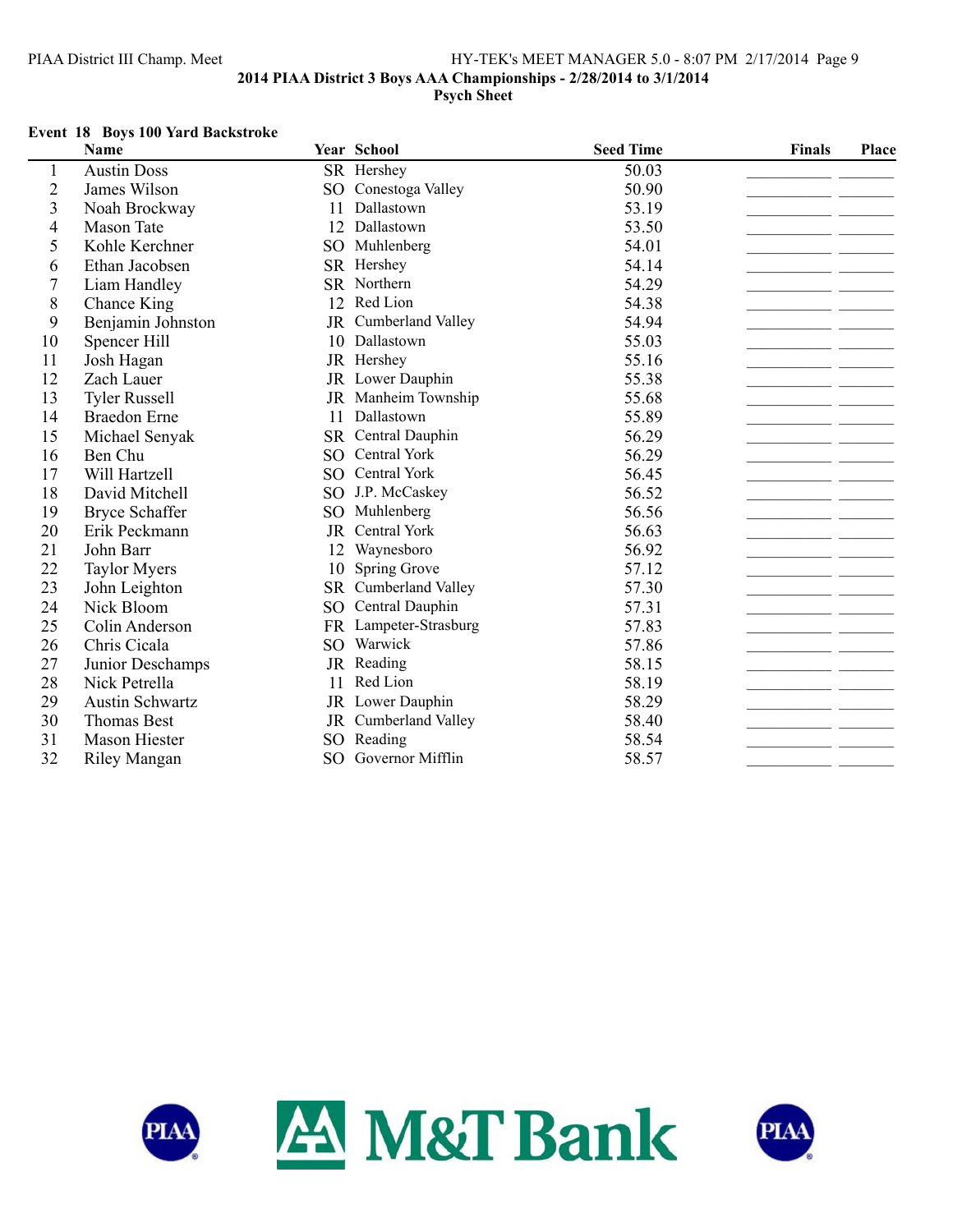## 2014 PIAA District 3 Boys AAA Championships - 2/28/2014 to 3/1/2014

### Psych Sheet

**Event 18 Boys 100 Yard Backstroke**

| | Name | Year | School | Seed Time | Finals | Place |
|---|---|---|---|---|---|---|
| 1 | Austin Doss | SR | Hershey | 50.03 | | |
| 2 | James Wilson | SO | Conestoga Valley | 50.90 | | |
| 3 | Noah Brockway | 11 | Dallastown | 53.19 | | |
| 4 | Mason Tate | 12 | Dallastown | 53.50 | | |
| 5 | Kohle Kerchner | SO | Muhlenberg | 54.01 | | |
| 6 | Ethan Jacobsen | SR | Hershey | 54.14 | | |
| 7 | Liam Handley | SR | Northern | 54.29 | | |
| 8 | Chance King | 12 | Red Lion | 54.38 | | |
| 9 | Benjamin Johnston | JR | Cumberland Valley | 54.94 | | |
| 10 | Spencer Hill | 10 | Dallastown | 55.03 | | |
| 11 | Josh Hagan | JR | Hershey | 55.16 | | |
| 12 | Zach Lauer | JR | Lower Dauphin | 55.38 | | |
| 13 | Tyler Russell | JR | Manheim Township | 55.68 | | |
| 14 | Braedon Erne | 11 | Dallastown | 55.89 | | |
| 15 | Michael Senyak | SR | Central Dauphin | 56.29 | | |
| 16 | Ben Chu | SO | Central York | 56.29 | | |
| 17 | Will Hartzell | SO | Central York | 56.45 | | |
| 18 | David Mitchell | SO | J.P. McCaskey | 56.52 | | |
| 19 | Bryce Schaffer | SO | Muhlenberg | 56.56 | | |
| 20 | Erik Peckmann | JR | Central York | 56.63 | | |
| 21 | John Barr | 12 | Waynesboro | 56.92 | | |
| 22 | Taylor Myers | 10 | Spring Grove | 57.12 | | |
| 23 | John Leighton | SR | Cumberland Valley | 57.30 | | |
| 24 | Nick Bloom | SO | Central Dauphin | 57.31 | | |
| 25 | Colin Anderson | FR | Lampeter-Strasburg | 57.83 | | |
| 26 | Chris Cicala | SO | Warwick | 57.86 | | |
| 27 | Junior Deschamps | JR | Reading | 58.15 | | |
| 28 | Nick Petrella | 11 | Red Lion | 58.19 | | |
| 29 | Austin Schwartz | JR | Lower Dauphin | 58.29 | | |
| 30 | Thomas Best | JR | Cumberland Valley | 58.40 | | |
| 31 | Mason Hiester | SO | Reading | 58.54 | | |
| 32 | Riley Mangan | SO | Governor Mifflin | 58.57 | | |

PIAA M&T Bank PIAA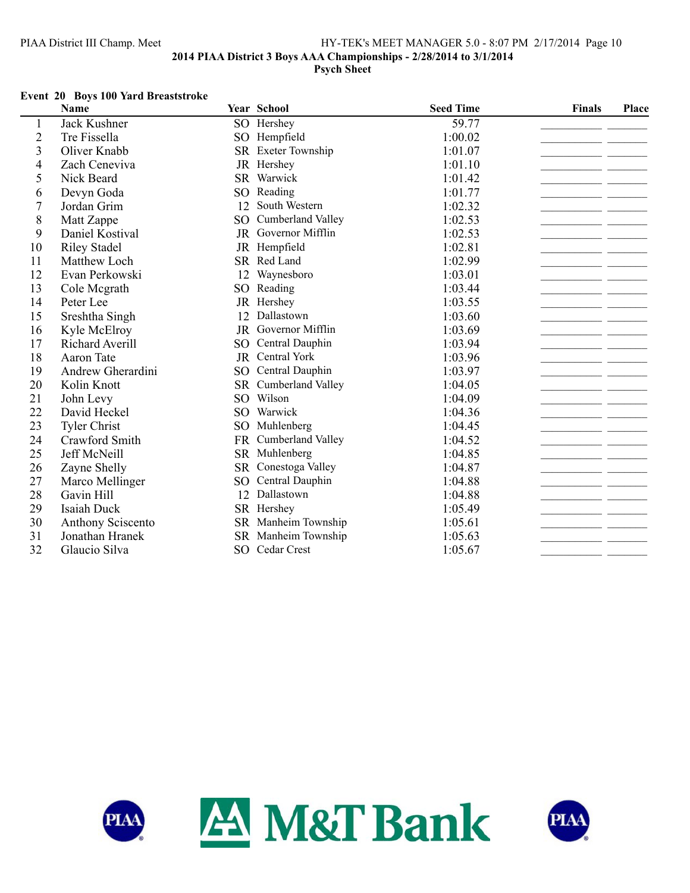**2014 PIAA District 3 Boys AAA Championships - 2/28/2014 to 3/1/2014**

**Psych Sheet**

### Event 20 Boys 100 Yard Breaststroke

| | Name | Year | School | Seed Time | Finals | Place |
|---|---|---|---|---|---|---|
| 1 | Jack Kushner | SO | Hershey | 59.77 | | |
| 2 | Tre Fissella | SO | Hempfield | 1:00.02 | | |
| 3 | Oliver Knabb | SR | Exeter Township | 1:01.07 | | |
| 4 | Zach Ceneviva | JR | Hershey | 1:01.10 | | |
| 5 | Nick Beard | SR | Warwick | 1:01.42 | | |
| 6 | Devyn Goda | SO | Reading | 1:01.77 | | |
| 7 | Jordan Grim | 12 | South Western | 1:02.32 | | |
| 8 | Matt Zappe | SO | Cumberland Valley | 1:02.53 | | |
| 9 | Daniel Kostival | JR | Governor Mifflin | 1:02.53 | | |
| 10 | Riley Stadel | JR | Hempfield | 1:02.81 | | |
| 11 | Matthew Loch | SR | Red Land | 1:02.99 | | |
| 12 | Evan Perkowski | 12 | Waynesboro | 1:03.01 | | |
| 13 | Cole Mcgrath | SO | Reading | 1:03.44 | | |
| 14 | Peter Lee | JR | Hershey | 1:03.55 | | |
| 15 | Sreshtha Singh | 12 | Dallastown | 1:03.60 | | |
| 16 | Kyle McElroy | JR | Governor Mifflin | 1:03.69 | | |
| 17 | Richard Averill | SO | Central Dauphin | 1:03.94 | | |
| 18 | Aaron Tate | JR | Central York | 1:03.96 | | |
| 19 | Andrew Gherardini | SO | Central Dauphin | 1:03.97 | | |
| 20 | Kolin Knott | SR | Cumberland Valley | 1:04.05 | | |
| 21 | John Levy | SO | Wilson | 1:04.09 | | |
| 22 | David Heckel | SO | Warwick | 1:04.36 | | |
| 23 | Tyler Christ | SO | Muhlenberg | 1:04.45 | | |
| 24 | Crawford Smith | FR | Cumberland Valley | 1:04.52 | | |
| 25 | Jeff McNeill | SR | Muhlenberg | 1:04.85 | | |
| 26 | Zayne Shelly | SR | Conestoga Valley | 1:04.87 | | |
| 27 | Marco Mellinger | SO | Central Dauphin | 1:04.88 | | |
| 28 | Gavin Hill | 12 | Dallastown | 1:04.88 | | |
| 29 | Isaiah Duck | SR | Hershey | 1:05.49 | | |
| 30 | Anthony Sciscento | SR | Manheim Township | 1:05.61 | | |
| 31 | Jonathan Hranek | SR | Manheim Township | 1:05.63 | | |
| 32 | Glaucio Silva | SO | Cedar Crest | 1:05.67 | | |

PIAA M&T Bank PIAA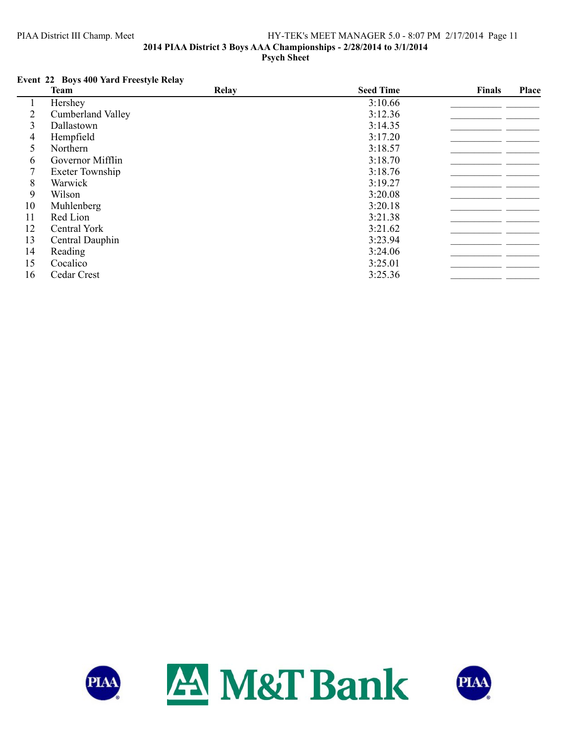**2014 PIAA District 3 Boys AAA Championships - 2/28/2014 to 3/1/2014**

**Psych Sheet**

### Event 22 Boys 400 Yard Freestyle Relay

| | Team | Relay | Seed Time | Finals | Place |
|---|---|---|---|---|---|
| 1 | Hershey | | 3:10.66 | | |
| 2 | Cumberland Valley | | 3:12.36 | | |
| 3 | Dallastown | | 3:14.35 | | |
| 4 | Hempfield | | 3:17.20 | | |
| 5 | Northern | | 3:18.57 | | |
| 6 | Governor Mifflin | | 3:18.70 | | |
| 7 | Exeter Township | | 3:18.76 | | |
| 8 | Warwick | | 3:19.27 | | |
| 9 | Wilson | | 3:20.08 | | |
| 10 | Muhlenberg | | 3:20.18 | | |
| 11 | Red Lion | | 3:21.38 | | |
| 12 | Central York | | 3:21.62 | | |
| 13 | Central Dauphin | | 3:23.94 | | |
| 14 | Reading | | 3:24.06 | | |
| 15 | Cocalico | | 3:25.01 | | |
| 16 | Cedar Crest | | 3:25.36 | | |

PIAA M&T Bank PIAA